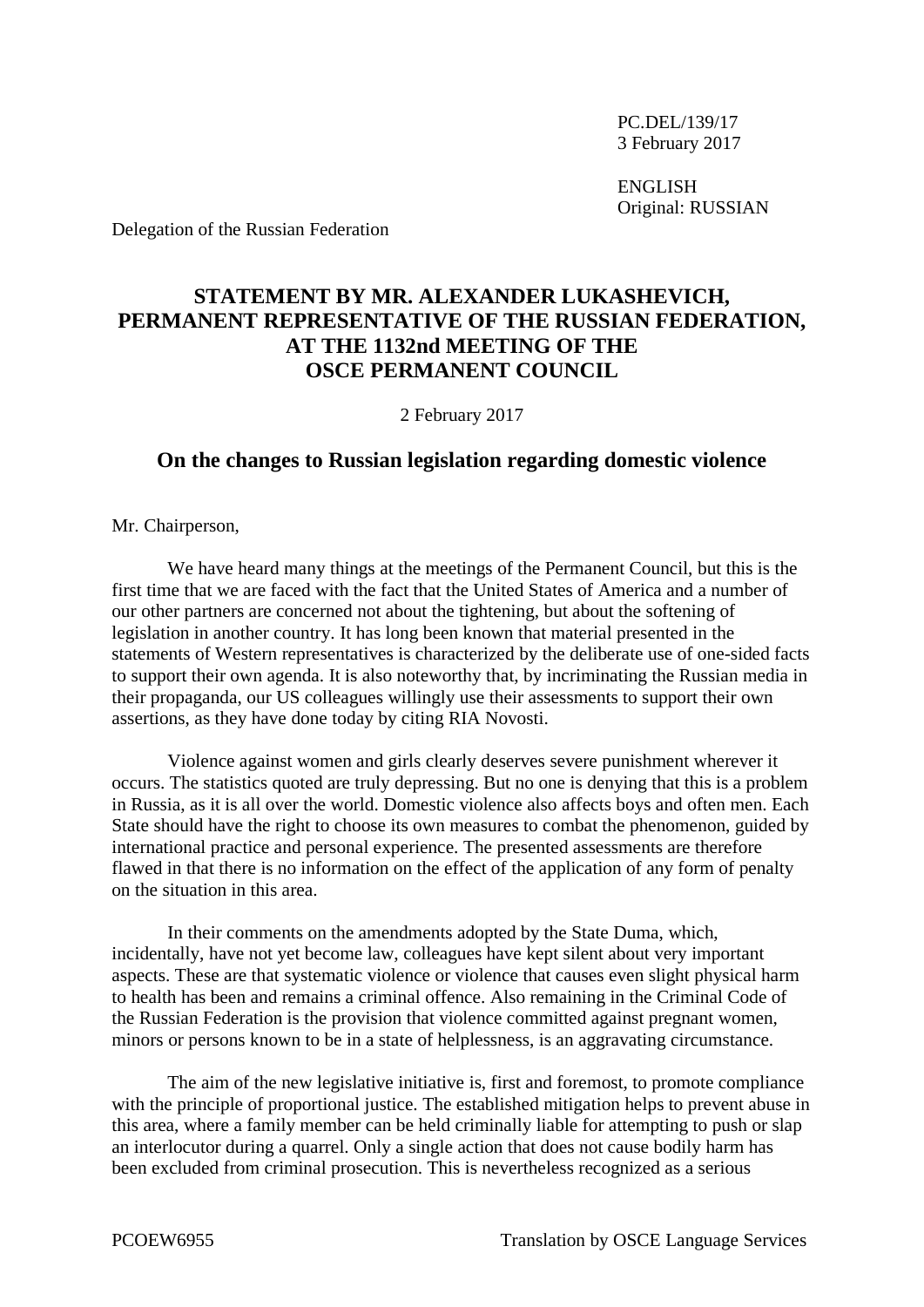PC.DEL/139/17
3 February 2017

ENGLISH
Original: RUSSIAN

Delegation of the Russian Federation

# STATEMENT BY MR. ALEXANDER LUKASHEVICH, PERMANENT REPRESENTATIVE OF THE RUSSIAN FEDERATION, AT THE 1132nd MEETING OF THE OSCE PERMANENT COUNCIL

2 February 2017

## On the changes to Russian legislation regarding domestic violence

Mr. Chairperson,

We have heard many things at the meetings of the Permanent Council, but this is the first time that we are faced with the fact that the United States of America and a number of our other partners are concerned not about the tightening, but about the softening of legislation in another country. It has long been known that material presented in the statements of Western representatives is characterized by the deliberate use of one-sided facts to support their own agenda. It is also noteworthy that, by incriminating the Russian media in their propaganda, our US colleagues willingly use their assessments to support their own assertions, as they have done today by citing RIA Novosti.

Violence against women and girls clearly deserves severe punishment wherever it occurs. The statistics quoted are truly depressing. But no one is denying that this is a problem in Russia, as it is all over the world. Domestic violence also affects boys and often men. Each State should have the right to choose its own measures to combat the phenomenon, guided by international practice and personal experience. The presented assessments are therefore flawed in that there is no information on the effect of the application of any form of penalty on the situation in this area.

In their comments on the amendments adopted by the State Duma, which, incidentally, have not yet become law, colleagues have kept silent about very important aspects. These are that systematic violence or violence that causes even slight physical harm to health has been and remains a criminal offence. Also remaining in the Criminal Code of the Russian Federation is the provision that violence committed against pregnant women, minors or persons known to be in a state of helplessness, is an aggravating circumstance.

The aim of the new legislative initiative is, first and foremost, to promote compliance with the principle of proportional justice. The established mitigation helps to prevent abuse in this area, where a family member can be held criminally liable for attempting to push or slap an interlocutor during a quarrel. Only a single action that does not cause bodily harm has been excluded from criminal prosecution. This is nevertheless recognized as a serious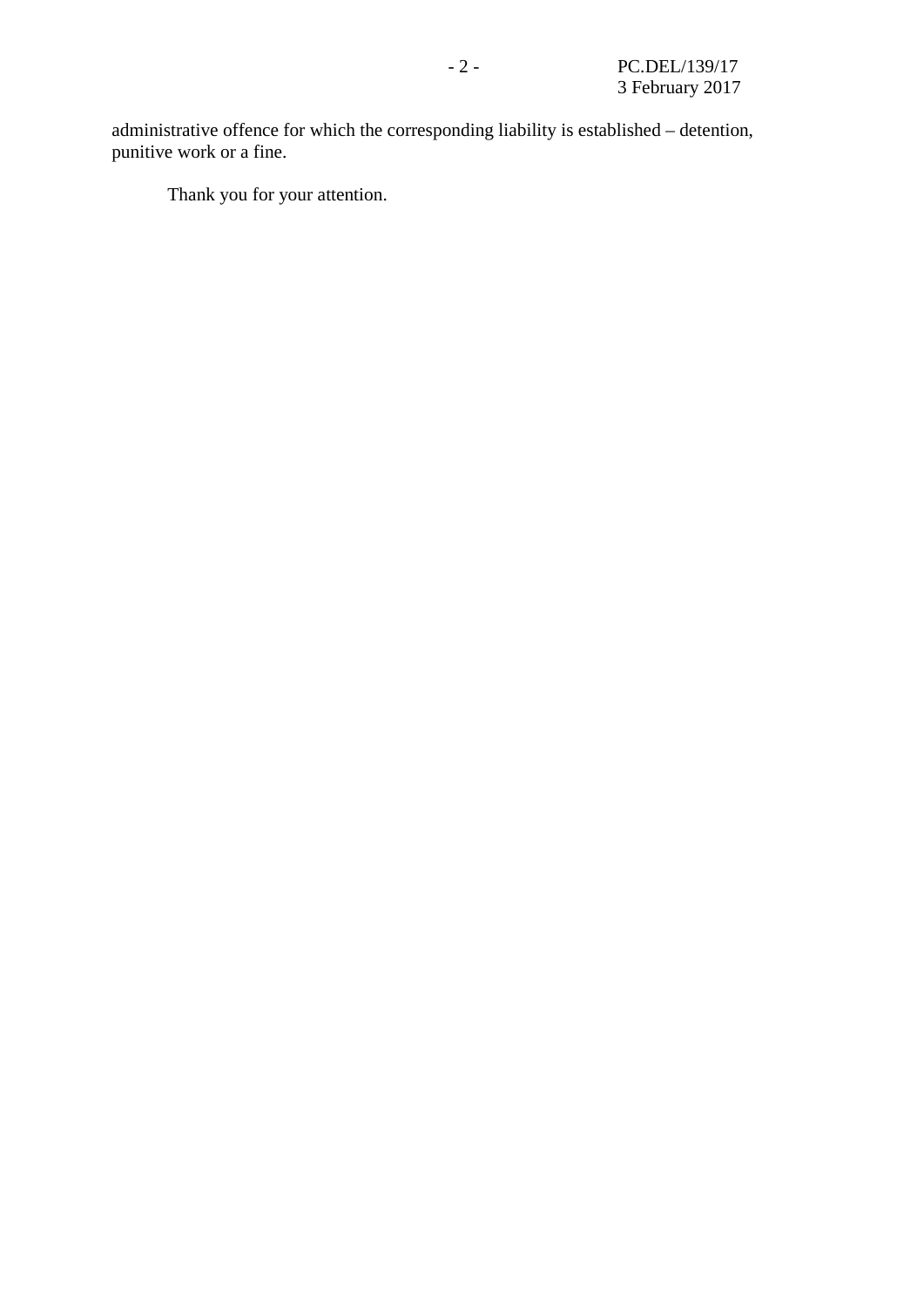administrative offence for which the corresponding liability is established – detention, punitive work or a fine.

Thank you for your attention.